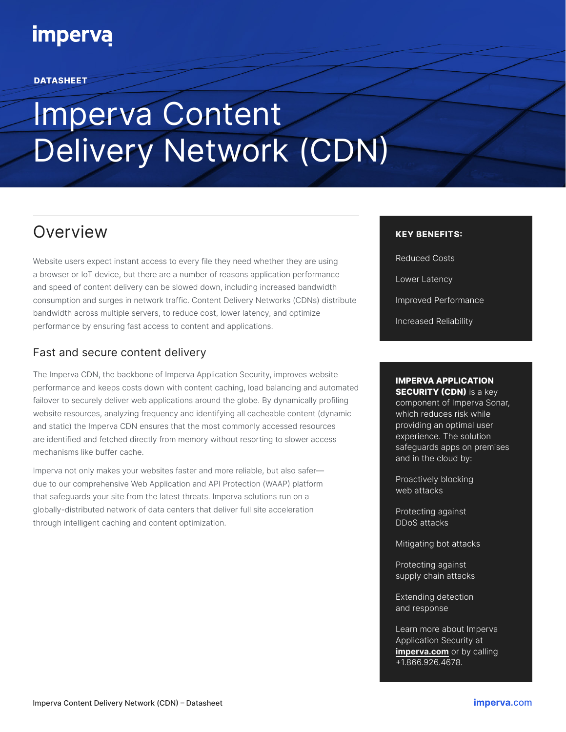imperva

DATASHEET

# Imperva Content Delivery Network (CDN)

## Overview

Website users expect instant access to every file they need whether they are using a browser or IoT device, but there are a number of reasons application performance and speed of content delivery can be slowed down, including increased bandwidth consumption and surges in network traffic. Content Delivery Networks (CDNs) distribute bandwidth across multiple servers, to reduce cost, lower latency, and optimize performance by ensuring fast access to content and applications.

### Fast and secure content delivery

The Imperva CDN, the backbone of Imperva Application Security, improves website performance and keeps costs down with content caching, load balancing and automated failover to securely deliver web applications around the globe. By dynamically profiling website resources, analyzing frequency and identifying all cacheable content (dynamic and static) the Imperva CDN ensures that the most commonly accessed resources are identified and fetched directly from memory without resorting to slower access mechanisms like buffer cache.

Imperva not only makes your websites faster and more reliable, but also safer—due to our comprehensive Web Application and API Protection (WAAP) platform that safeguards your site from the latest threats. Imperva solutions run on a globally-distributed network of data centers that deliver full site acceleration through intelligent caching and content optimization.

**KEY BENEFITS:**

- Reduced Costs
- Lower Latency
- Improved Performance
- Increased Reliability

**IMPERVA APPLICATION SECURITY (CDN)** is a key component of Imperva Sonar, which reduces risk while providing an optimal user experience. The solution safeguards apps on premises and in the cloud by:

- Proactively blocking web attacks
- Protecting against DDoS attacks
- Mitigating bot attacks
- Protecting against supply chain attacks
- Extending detection and response

Learn more about Imperva Application Security at **imperva.com** or by calling +1.866.926.4678.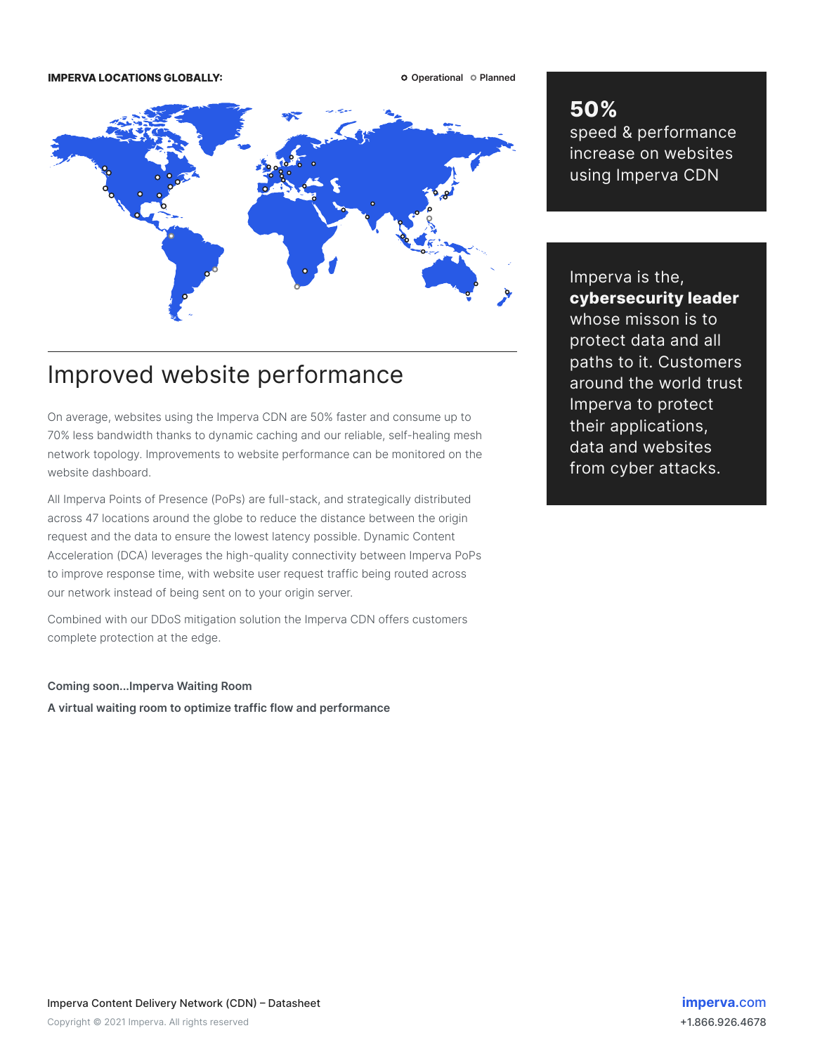**IMPERVA LOCATIONS GLOBALLY:**

Operational Planned

# Improved website performance

On average, websites using the Imperva CDN are 50% faster and consume up to 70% less bandwidth thanks to dynamic caching and our reliable, self-healing mesh network topology. Improvements to website performance can be monitored on the website dashboard.

All Imperva Points of Presence (PoPs) are full-stack, and strategically distributed across 47 locations around the globe to reduce the distance between the origin request and the data to ensure the lowest latency possible. Dynamic Content Acceleration (DCA) leverages the high-quality connectivity between Imperva PoPs to improve response time, with website user request traffic being routed across our network instead of being sent on to your origin server.

Combined with our DDoS mitigation solution the Imperva CDN offers customers complete protection at the edge.

**Coming soon...Imperva Waiting Room**

**A virtual waiting room to optimize traffic flow and performance**

**50%**

speed & performance increase on websites using Imperva CDN

Imperva is the, **cybersecurity leader** whose misson is to protect data and all paths to it. Customers around the world trust Imperva to protect their applications, data and websites from cyber attacks.

Imperva Content Delivery Network (CDN) – Datasheet

Copyright © 2021 Imperva. All rights reserved

imperva.com

+1.866.926.4678